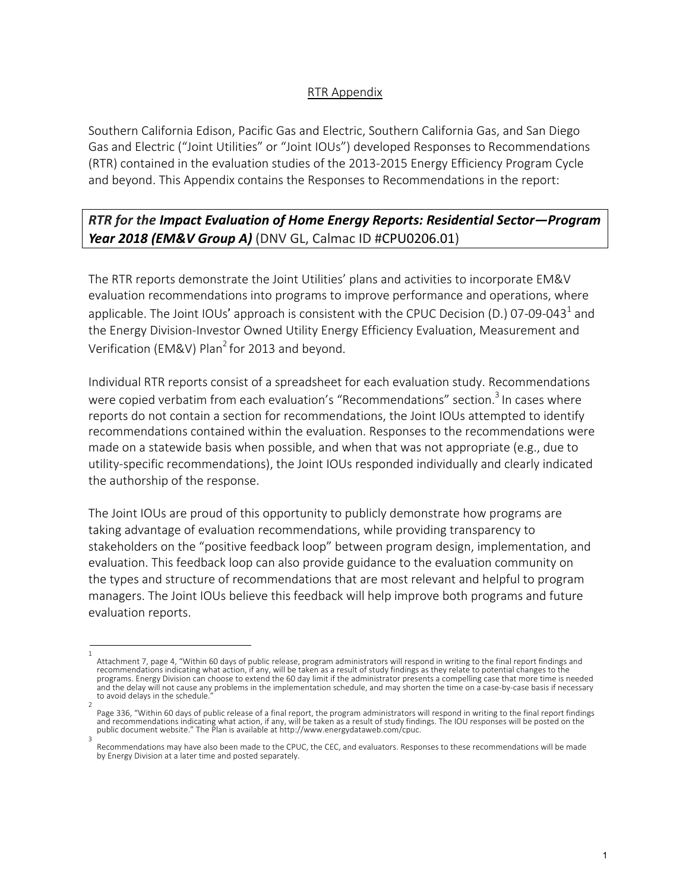# RTR Appendix

Southern California Edison, Pacific Gas and Electric, Southern California Gas, and San Diego Gas and Electric ("Joint Utilities" or "Joint IOUs") developed Responses to Recommendations (RTR) contained in the evaluation studies of the 2013-2015 Energy Efficiency Program Cycle and beyond. This Appendix contains the Responses to Recommendations in the report:

***RTR for the Impact Evaluation of Home Energy Reports: Residential Sector—Program Year 2018 (EM&V Group A)*** (DNV GL, Calmac ID #CPU0206.01)

The RTR reports demonstrate the Joint Utilities' plans and activities to incorporate EM&V evaluation recommendations into programs to improve performance and operations, where applicable. The Joint IOUs' approach is consistent with the CPUC Decision (D.) 07-09-043[1] and the Energy Division-Investor Owned Utility Energy Efficiency Evaluation, Measurement and Verification (EM&V) Plan[2] for 2013 and beyond.

Individual RTR reports consist of a spreadsheet for each evaluation study. Recommendations were copied verbatim from each evaluation's "Recommendations" section.[3] In cases where reports do not contain a section for recommendations, the Joint IOUs attempted to identify recommendations contained within the evaluation. Responses to the recommendations were made on a statewide basis when possible, and when that was not appropriate (e.g., due to utility-specific recommendations), the Joint IOUs responded individually and clearly indicated the authorship of the response.

The Joint IOUs are proud of this opportunity to publicly demonstrate how programs are taking advantage of evaluation recommendations, while providing transparency to stakeholders on the "positive feedback loop" between program design, implementation, and evaluation. This feedback loop can also provide guidance to the evaluation community on the types and structure of recommendations that are most relevant and helpful to program managers. The Joint IOUs believe this feedback will help improve both programs and future evaluation reports.

---

[1] Attachment 7, page 4, "Within 60 days of public release, program administrators will respond in writing to the final report findings and recommendations indicating what action, if any, will be taken as a result of study findings as they relate to potential changes to the programs. Energy Division can choose to extend the 60 day limit if the administrator presents a compelling case that more time is needed and the delay will not cause any problems in the implementation schedule, and may shorten the time on a case-by-case basis if necessary to avoid delays in the schedule."

[2] Page 336, "Within 60 days of public release of a final report, the program administrators will respond in writing to the final report findings and recommendations indicating what action, if any, will be taken as a result of study findings. The IOU responses will be posted on the public document website." The Plan is available at http://www.energydataweb.com/cpuc.

[3] Recommendations may have also been made to the CPUC, the CEC, and evaluators. Responses to these recommendations will be made by Energy Division at a later time and posted separately.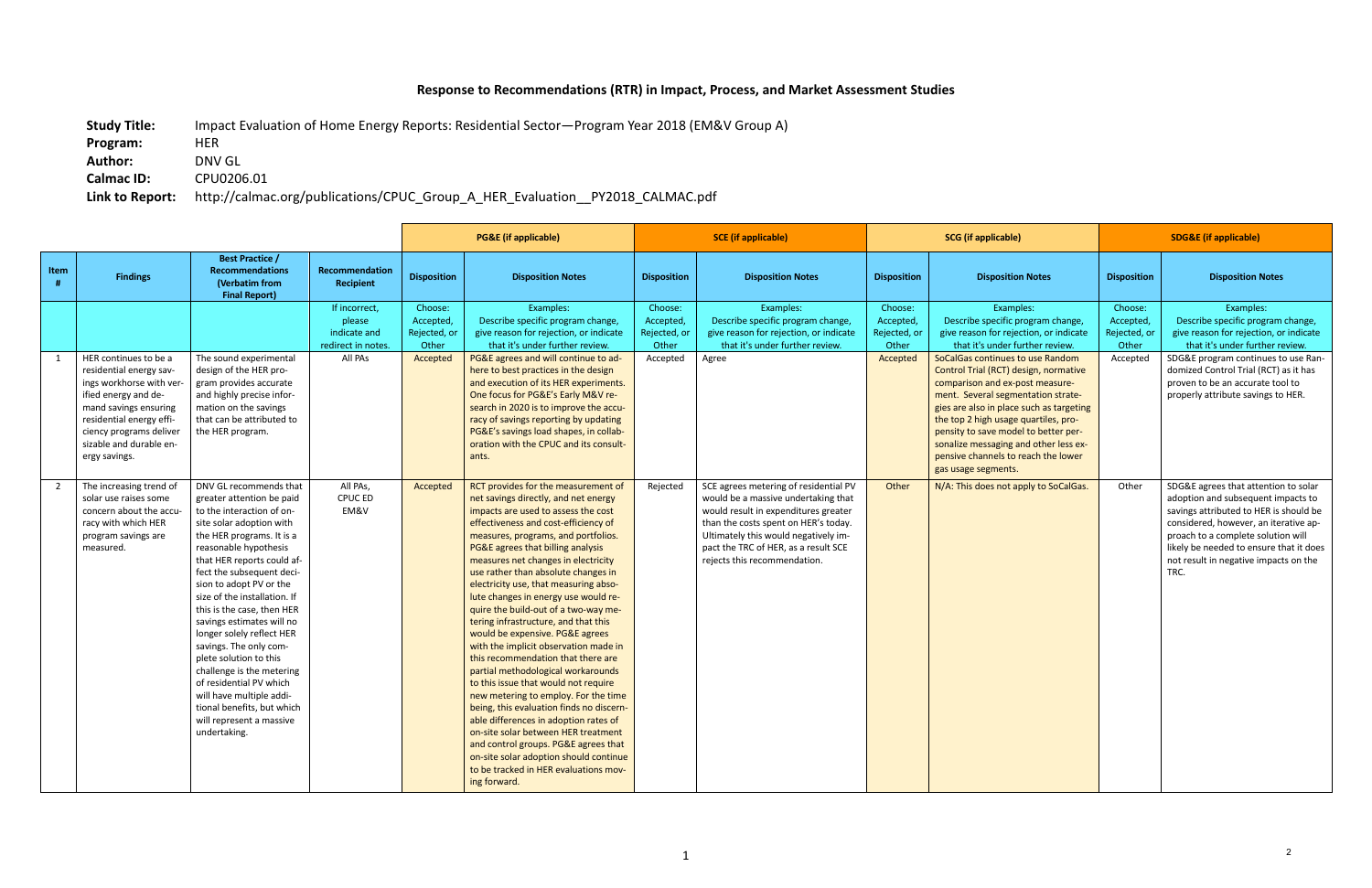# Response to Recommendations (RTR) in Impact, Process, and Market Assessment Studies

**Study Title:** Impact Evaluation of Home Energy Reports: Residential Sector—Program Year 2018 (EM&V Group A)
**Program:** HER
**Author:** DNV GL
**Calmac ID:** CPU0206.01
**Link to Report:** http://calmac.org/publications/CPUC_Group_A_HER_Evaluation__PY2018_CALMAC.pdf

| | | | | PG&E (if applicable) | | SCE (if applicable) | | SCG (if applicable) | | SDG&E (if applicable) | |
|---|---|---|---|---|---|---|---|---|---|---|---|
| Item # | Findings | Best Practice / Recommendations (Verbatim from Final Report) | Recommendation Recipient | Disposition | Disposition Notes | Disposition | Disposition Notes | Disposition | Disposition Notes | Disposition | Disposition Notes |
| | | | If incorrect, please indicate and redirect in notes. | Choose: Accepted, Rejected, or Other | Examples: Describe specific program change, give reason for rejection, or indicate that it's under further review. | Choose: Accepted, Rejected, or Other | Examples: Describe specific program change, give reason for rejection, or indicate that it's under further review. | Choose: Accepted, Rejected, or Other | Examples: Describe specific program change, give reason for rejection, or indicate that it's under further review. | Choose: Accepted, Rejected, or Other | Examples: Describe specific program change, give reason for rejection, or indicate that it's under further review. |
| 1 | HER continues to be a residential energy savings workhorse with verified energy and demand savings ensuring residential energy efficiency programs deliver sizable and durable energy savings. | The sound experimental design of the HER program provides accurate and highly precise information on the savings that can be attributed to the HER program. | All PAs | Accepted | PG&E agrees and will continue to adhere to best practices in the design and execution of its HER experiments. One focus for PG&E's Early M&V research in 2020 is to improve the accuracy of savings reporting by updating PG&E's savings load shapes, in collaboration with the CPUC and its consultants. | Accepted | Agree | Accepted | SoCalGas continues to use Random Control Trial (RCT) design, normative comparison and ex-post measurement. Several segmentation strategies are also in place such as targeting the top 2 high usage quartiles, propensity to save model to better personalize messaging and other less expensive channels to reach the lower gas usage segments. | Accepted | SDG&E program continues to use Randomized Control Trial (RCT) as it has proven to be an accurate tool to properly attribute savings to HER. |
| 2 | The increasing trend of solar use raises some concern about the accuracy with which HER program savings are measured. | DNV GL recommends that greater attention be paid to the interaction of on-site solar adoption with the HER programs. It is a reasonable hypothesis that HER reports could affect the subsequent decision to adopt PV or the size of the installation. If this is the case, then HER savings estimates will no longer solely reflect HER savings. The only complete solution to this challenge is the metering of residential PV which will have multiple additional benefits, but which will represent a massive undertaking. | All PAs, CPUC ED EM&V | Accepted | RCT provides for the measurement of net savings directly, and net energy impacts are used to assess the cost effectiveness and cost-efficiency of measures, programs, and portfolios. PG&E agrees that billing analysis measures net changes in electricity use rather than absolute changes in electricity use, that measuring absolute changes in energy use would require the build-out of a two-way metering infrastructure, and that this would be expensive. PG&E agrees with the implicit observation made in this recommendation that there are partial methodological workarounds to this issue that would not require new metering to employ. For the time being, this evaluation finds no discernable differences in adoption rates of on-site solar between HER treatment and control groups. PG&E agrees that on-site solar adoption should continue to be tracked in HER evaluations moving forward. | Rejected | SCE agrees metering of residential PV would be a massive undertaking that would result in expenditures greater than the costs spent on HER's today. Ultimately this would negatively impact the TRC of HER, as a result SCE rejects this recommendation. | Other | N/A: This does not apply to SoCalGas. | Other | SDG&E agrees that attention to solar adoption and subsequent impacts to savings attributed to HER is should be considered, however, an iterative approach to a complete solution will likely be needed to ensure that it does not result in negative impacts on the TRC. |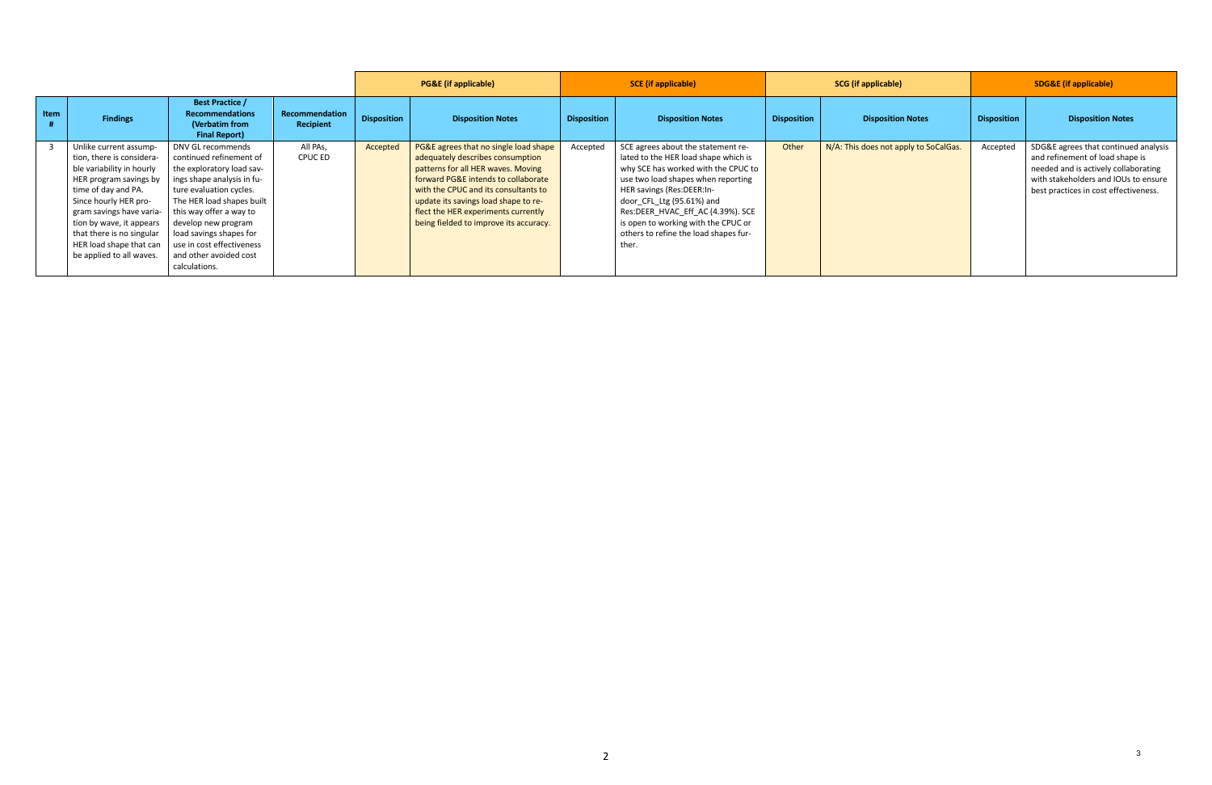| | | | PG&E (if applicable) | | SCE (if applicable) | | SCG (if applicable) | | SDG&E (if applicable) | |
|---|---|---|---|---|---|---|---|---|---|---|
| Item # | Findings | Best Practice / Recommendations (Verbatim from Final Report) | Recommendation Recipient | Disposition | Disposition Notes | Disposition | Disposition Notes | Disposition | Disposition Notes | Disposition | Disposition Notes |
| 3 | Unlike current assumption, there is considerable variability in hourly HER program savings by time of day and PA. Since hourly HER program savings have variation by wave, it appears that there is no singular HER load shape that can be applied to all waves. | DNV GL recommends continued refinement of the exploratory load savings shape analysis in future evaluation cycles. The HER load shapes built this way offer a way to develop new program load savings shapes for use in cost effectiveness and other avoided cost calculations. | All PAs, CPUC ED | Accepted | PG&E agrees that no single load shape adequately describes consumption patterns for all HER waves. Moving forward PG&E intends to collaborate with the CPUC and its consultants to update its savings load shape to reflect the HER experiments currently being fielded to improve its accuracy. | Accepted | SCE agrees about the statement related to the HER load shape which is why SCE has worked with the CPUC to use two load shapes when reporting HER savings (Res:DEER:Indoor_CFL_Ltg (95.61%) and Res:DEER_HVAC_Eff_AC (4.39%). SCE is open to working with the CPUC or others to refine the load shapes further. | Other | N/A: This does not apply to SoCalGas. | Accepted | SDG&E agrees that continued analysis and refinement of load shape is needed and is actively collaborating with stakeholders and IOUs to ensure best practices in cost effectiveness. |